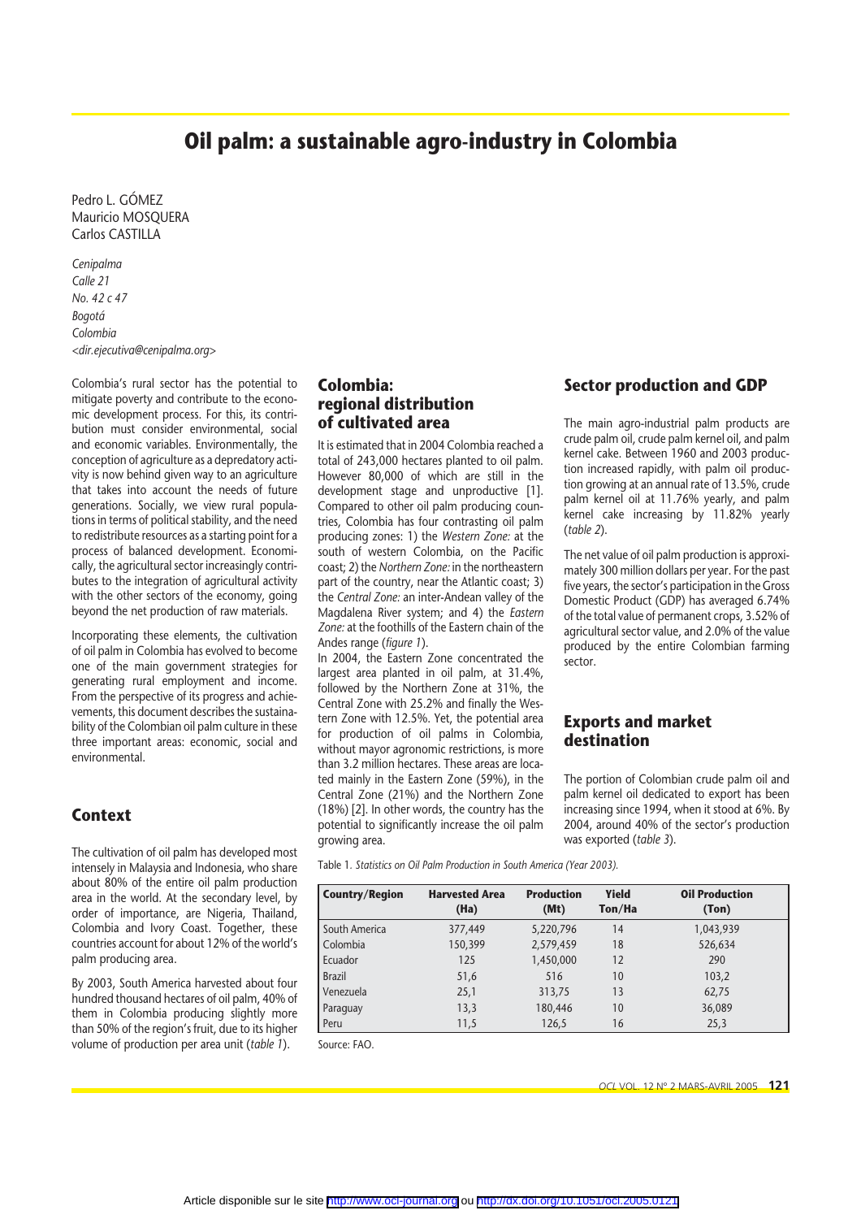# Oil palm: a sustainable agro-industry in Colombia

Pedro L. GÓMEZ
Mauricio MOSQUERA
Carlos CASTILLA

*Cenipalma*
*Calle 21*
*No. 42 c 47*
*Bogotá*
*Colombia*
*<dir.ejecutiva@cenipalma.org>*

Colombia's rural sector has the potential to mitigate poverty and contribute to the economic development process. For this, its contribution must consider environmental, social and economic variables. Environmentally, the conception of agriculture as a depredatory activity is now behind given way to an agriculture that takes into account the needs of future generations. Socially, we view rural populations in terms of political stability, and the need to redistribute resources as a starting point for a process of balanced development. Economically, the agricultural sector increasingly contributes to the integration of agricultural activity with the other sectors of the economy, going beyond the net production of raw materials.

Incorporating these elements, the cultivation of oil palm in Colombia has evolved to become one of the main government strategies for generating rural employment and income. From the perspective of its progress and achievements, this document describes the sustainability of the Colombian oil palm culture in these three important areas: economic, social and environmental.

## Context

The cultivation of oil palm has developed most intensely in Malaysia and Indonesia, who share about 80% of the entire oil palm production area in the world. At the secondary level, by order of importance, are Nigeria, Thailand, Colombia and Ivory Coast. Together, these countries account for about 12% of the world's palm producing area.

By 2003, South America harvested about four hundred thousand hectares of oil palm, 40% of them in Colombia producing slightly more than 50% of the region's fruit, due to its higher volume of production per area unit (*table 1*).

## Colombia: regional distribution of cultivated area

It is estimated that in 2004 Colombia reached a total of 243,000 hectares planted to oil palm. However 80,000 of which are still in the development stage and unproductive [1]. Compared to other oil palm producing countries, Colombia has four contrasting oil palm producing zones: 1) the *Western Zone:* at the south of western Colombia, on the Pacific coast; 2) the *Northern Zone:* in the northeastern part of the country, near the Atlantic coast; 3) the *Central Zone:* an inter-Andean valley of the Magdalena River system; and 4) the *Eastern Zone:* at the foothills of the Eastern chain of the Andes range (*figure 1*).

In 2004, the Eastern Zone concentrated the largest area planted in oil palm, at 31.4%, followed by the Northern Zone at 31%, the Central Zone with 25.2% and finally the Western Zone with 12.5%. Yet, the potential area for production of oil palms in Colombia, without mayor agronomic restrictions, is more than 3.2 million hectares. These areas are located mainly in the Eastern Zone (59%), in the Central Zone (21%) and the Northern Zone (18%) [2]. In other words, the country has the potential to significantly increase the oil palm growing area.

Table 1. *Statistics on Oil Palm Production in South America (Year 2003).*

| Country/Region | Harvested Area (Ha) | Production (Mt) | Yield Ton/Ha | Oil Production (Ton) |
|---|---|---|---|---|
| South America | 377,449 | 5,220,796 | 14 | 1,043,939 |
| Colombia | 150,399 | 2,579,459 | 18 | 526,634 |
| Ecuador | 125 | 1,450,000 | 12 | 290 |
| Brazil | 51,6 | 516 | 10 | 103,2 |
| Venezuela | 25,1 | 313,75 | 13 | 62,75 |
| Paraguay | 13,3 | 180,446 | 10 | 36,089 |
| Peru | 11,5 | 126,5 | 16 | 25,3 |

Source: FAO.

## Sector production and GDP

The main agro-industrial palm products are crude palm oil, crude palm kernel oil, and palm kernel cake. Between 1960 and 2003 production increased rapidly, with palm oil production growing at an annual rate of 13.5%, crude palm kernel oil at 11.76% yearly, and palm kernel cake increasing by 11.82% yearly (*table 2*).

The net value of oil palm production is approximately 300 million dollars per year. For the past five years, the sector's participation in the Gross Domestic Product (GDP) has averaged 6.74% of the total value of permanent crops, 3.52% of agricultural sector value, and 2.0% of the value produced by the entire Colombian farming sector.

## Exports and market destination

The portion of Colombian crude palm oil and palm kernel oil dedicated to export has been increasing since 1994, when it stood at 6%. By 2004, around 40% of the sector's production was exported (*table 3*).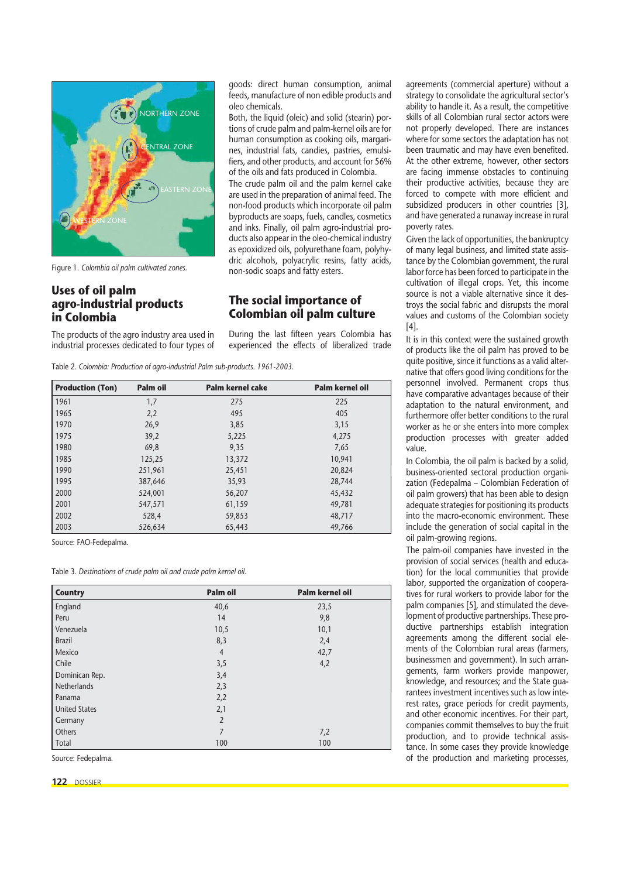NORTHERN ZONE

CENTRAL ZONE

EASTERN ZONE

WESTERN ZONE

Figure 1. *Colombia oil palm cultivated zones.*

## Uses of oil palm agro-industrial products in Colombia

The products of the agro industry area used in industrial processes dedicated to four types of goods: direct human consumption, animal feeds, manufacture of non edible products and oleo chemicals.

Both, the liquid (oleic) and solid (stearin) portions of crude palm and palm-kernel oils are for human consumption as cooking oils, margarines, industrial fats, candies, pastries, emulsifiers, and other products, and account for 56% of the oils and fats produced in Colombia.

The crude palm oil and the palm kernel cake are used in the preparation of animal feed. The non-food products which incorporate oil palm byproducts are soaps, fuels, candles, cosmetics and inks. Finally, oil palm agro-industrial products also appear in the oleo-chemical industry as epoxidized oils, polyurethane foam, polyhydric alcohols, polyacrylic resins, fatty acids, non-sodic soaps and fatty esters.

## The social importance of Colombian oil palm culture

During the last fifteen years Colombia has experienced the effects of liberalized trade agreements (commercial aperture) without a strategy to consolidate the agricultural sector's ability to handle it. As a result, the competitive skills of all Colombian rural sector actors were not properly developed. There are instances where for some sectors the adaptation has not been traumatic and may have even benefited. At the other extreme, however, other sectors are facing immense obstacles to continuing their productive activities, because they are forced to compete with more efficient and subsidized producers in other countries [3], and have generated a runaway increase in rural poverty rates.

Given the lack of opportunities, the bankruptcy of many legal business, and limited state assistance by the Colombian government, the rural labor force has been forced to participate in the cultivation of illegal crops. Yet, this income source is not a viable alternative since it destroys the social fabric and disrupts the moral values and customs of the Colombian society [4].

It is in this context were the sustained growth of products like the oil palm has proved to be quite positive, since it functions as a valid alternative that offers good living conditions for the personnel involved. Permanent crops thus have comparative advantages because of their adaptation to the natural environment, and furthermore offer better conditions to the rural worker as he or she enters into more complex production processes with greater added value.

In Colombia, the oil palm is backed by a solid, business-oriented sectoral production organization (Fedepalma – Colombian Federation of oil palm growers) that has been able to design adequate strategies for positioning its products into the macro-economic environment. These include the generation of social capital in the oil palm-growing regions.

The palm-oil companies have invested in the provision of social services (health and education) for the local communities that provide labor, supported the organization of cooperatives for rural workers to provide labor for the palm companies [5], and stimulated the development of productive partnerships. These productive partnerships establish integration agreements among the different social elements of the Colombian rural areas (farmers, businessmen and government). In such arrangements, farm workers provide manpower, knowledge, and resources; and the State guarantees investment incentives such as low interest rates, grace periods for credit payments, and other economic incentives. For their part, companies commit themselves to buy the fruit production, and to provide technical assistance. In some cases they provide knowledge of the production and marketing processes,

Table 2. *Colombia: Production of agro-industrial Palm sub-products. 1961-2003.*

| Production (Ton) | Palm oil | Palm kernel cake | Palm kernel oil |
|---|---|---|---|
| 1961 | 1,7 | 275 | 225 |
| 1965 | 2,2 | 495 | 405 |
| 1970 | 26,9 | 3,85 | 3,15 |
| 1975 | 39,2 | 5,225 | 4,275 |
| 1980 | 69,8 | 9,35 | 7,65 |
| 1985 | 125,25 | 13,372 | 10,941 |
| 1990 | 251,961 | 25,451 | 20,824 |
| 1995 | 387,646 | 35,93 | 28,744 |
| 2000 | 524,001 | 56,207 | 45,432 |
| 2001 | 547,571 | 61,159 | 49,781 |
| 2002 | 528,4 | 59,853 | 48,717 |
| 2003 | 526,634 | 65,443 | 49,766 |

Source: FAO-Fedepalma.

Table 3. *Destinations of crude palm oil and crude palm kernel oil.*

| Country | Palm oil | Palm kernel oil |
|---|---|---|
| England | 40,6 | 23,5 |
| Peru | 14 | 9,8 |
| Venezuela | 10,5 | 10,1 |
| Brazil | 8,3 | 2,4 |
| Mexico | 4 | 42,7 |
| Chile | 3,5 | 4,2 |
| Dominican Rep. | 3,4 | |
| Netherlands | 2,3 | |
| Panama | 2,2 | |
| United States | 2,1 | |
| Germany | 2 | |
| Others | 7 | 7,2 |
| Total | 100 | 100 |

Source: Fedepalma.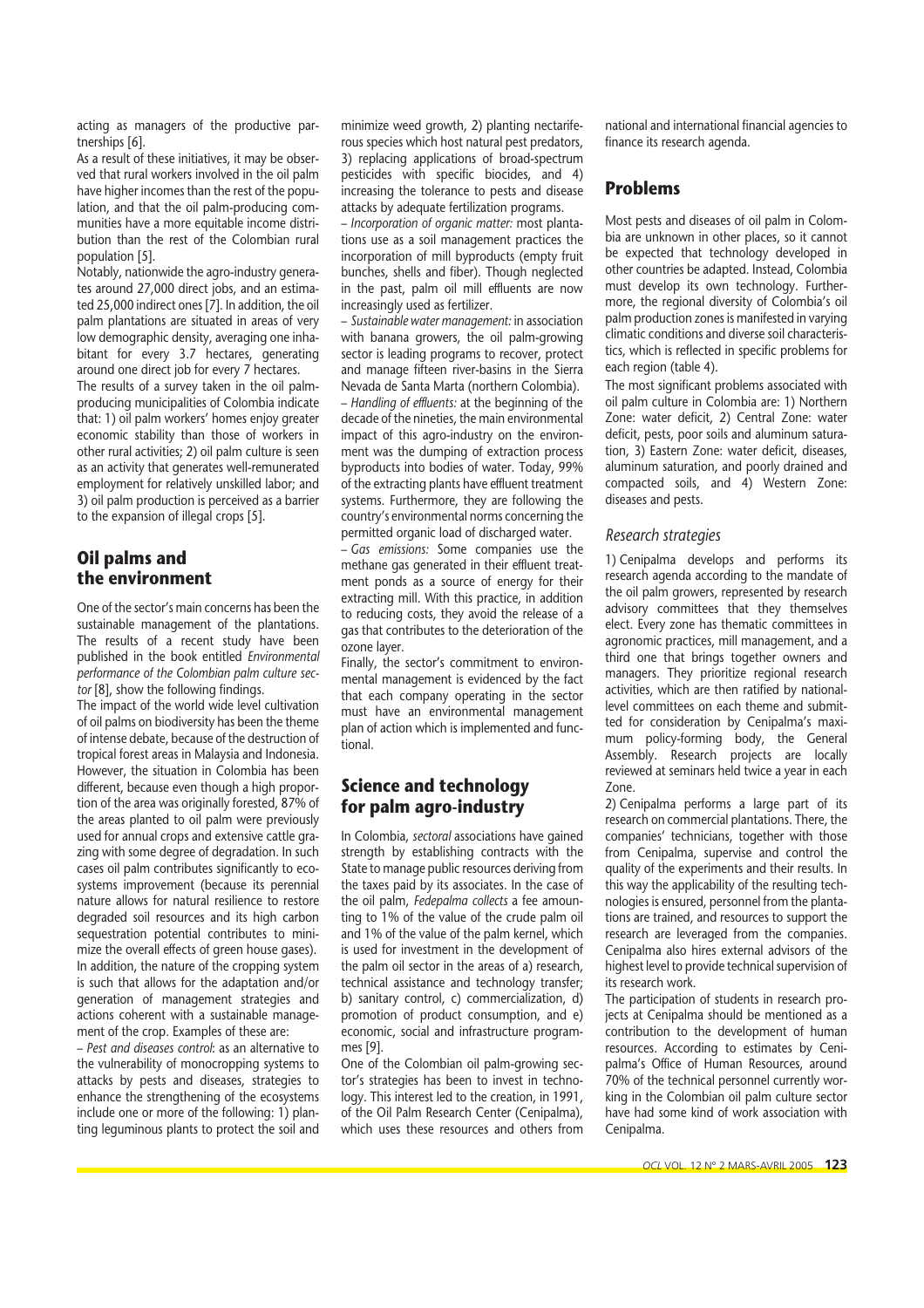acting as managers of the productive partnerships [6].

As a result of these initiatives, it may be observed that rural workers involved in the oil palm have higher incomes than the rest of the population, and that the oil palm-producing communities have a more equitable income distribution than the rest of the Colombian rural population [5].

Notably, nationwide the agro-industry generates around 27,000 direct jobs, and an estimated 25,000 indirect ones [7]. In addition, the oil palm plantations are situated in areas of very low demographic density, averaging one inhabitant for every 3.7 hectares, generating around one direct job for every 7 hectares.

The results of a survey taken in the oil palm-producing municipalities of Colombia indicate that: 1) oil palm workers' homes enjoy greater economic stability than those of workers in other rural activities; 2) oil palm culture is seen as an activity that generates well-remunerated employment for relatively unskilled labor; and 3) oil palm production is perceived as a barrier to the expansion of illegal crops [5].

## Oil palms and the environment

One of the sector's main concerns has been the sustainable management of the plantations. The results of a recent study have been published in the book entitled *Environmental performance of the Colombian palm culture sector* [8], show the following findings.

The impact of the world wide level cultivation of oil palms on biodiversity has been the theme of intense debate, because of the destruction of tropical forest areas in Malaysia and Indonesia. However, the situation in Colombia has been different, because even though a high proportion of the area was originally forested, 87% of the areas planted to oil palm were previously used for annual crops and extensive cattle grazing with some degree of degradation. In such cases oil palm contributes significantly to ecosystems improvement (because its perennial nature allows for natural resilience to restore degraded soil resources and its high carbon sequestration potential contributes to minimize the overall effects of green house gases).

In addition, the nature of the cropping system is such that allows for the adaptation and/or generation of management strategies and actions coherent with a sustainable management of the crop. Examples of these are:

– *Pest and diseases control*: as an alternative to the vulnerability of monocropping systems to attacks by pests and diseases, strategies to enhance the strengthening of the ecosystems include one or more of the following: 1) planting leguminous plants to protect the soil and minimize weed growth, 2) planting nectariferous species which host natural pest predators, 3) replacing applications of broad-spectrum pesticides with specific biocides, and 4) increasing the tolerance to pests and disease attacks by adequate fertilization programs.

– *Incorporation of organic matter:* most plantations use as a soil management practices the incorporation of mill byproducts (empty fruit bunches, shells and fiber). Though neglected in the past, palm oil mill effluents are now increasingly used as fertilizer.

– *Sustainable water management:* in association with banana growers, the oil palm-growing sector is leading programs to recover, protect and manage fifteen river-basins in the Sierra Nevada de Santa Marta (northern Colombia).

– *Handling of effluents:* at the beginning of the decade of the nineties, the main environmental impact of this agro-industry on the environment was the dumping of extraction process byproducts into bodies of water. Today, 99% of the extracting plants have effluent treatment systems. Furthermore, they are following the country's environmental norms concerning the permitted organic load of discharged water.

– *Gas emissions:* Some companies use the methane gas generated in their effluent treatment ponds as a source of energy for their extracting mill. With this practice, in addition to reducing costs, they avoid the release of a gas that contributes to the deterioration of the ozone layer.

Finally, the sector's commitment to environmental management is evidenced by the fact that each company operating in the sector must have an environmental management plan of action which is implemented and functional.

## Science and technology for palm agro-industry

In Colombia, *sectoral* associations have gained strength by establishing contracts with the State to manage public resources deriving from the taxes paid by its associates. In the case of the oil palm, *Fedepalma collects* a fee amounting to 1% of the value of the crude palm oil and 1% of the value of the palm kernel, which is used for investment in the development of the palm oil sector in the areas of a) research, technical assistance and technology transfer; b) sanitary control, c) commercialization, d) promotion of product consumption, and e) economic, social and infrastructure programmes [9].

One of the Colombian oil palm-growing sector's strategies has been to invest in technology. This interest led to the creation, in 1991, of the Oil Palm Research Center (Cenipalma), which uses these resources and others from national and international financial agencies to finance its research agenda.

## Problems

Most pests and diseases of oil palm in Colombia are unknown in other places, so it cannot be expected that technology developed in other countries be adapted. Instead, Colombia must develop its own technology. Furthermore, the regional diversity of Colombia's oil palm production zones is manifested in varying climatic conditions and diverse soil characteristics, which is reflected in specific problems for each region (table 4).

The most significant problems associated with oil palm culture in Colombia are: 1) Northern Zone: water deficit, 2) Central Zone: water deficit, pests, poor soils and aluminum saturation, 3) Eastern Zone: water deficit, diseases, aluminum saturation, and poorly drained and compacted soils, and 4) Western Zone: diseases and pests.

### *Research strategies*

1) Cenipalma develops and performs its research agenda according to the mandate of the oil palm growers, represented by research advisory committees that they themselves elect. Every zone has thematic committees in agronomic practices, mill management, and a third one that brings together owners and managers. They prioritize regional research activities, which are then ratified by national-level committees on each theme and submitted for consideration by Cenipalma's maximum policy-forming body, the General Assembly. Research projects are locally reviewed at seminars held twice a year in each Zone.

2) Cenipalma performs a large part of its research on commercial plantations. There, the companies' technicians, together with those from Cenipalma, supervise and control the quality of the experiments and their results. In this way the applicability of the resulting technologies is ensured, personnel from the plantations are trained, and resources to support the research are leveraged from the companies. Cenipalma also hires external advisors of the highest level to provide technical supervision of its research work.

The participation of students in research projects at Cenipalma should be mentioned as a contribution to the development of human resources. According to estimates by Cenipalma's Office of Human Resources, around 70% of the technical personnel currently working in the Colombian oil palm culture sector have had some kind of work association with Cenipalma.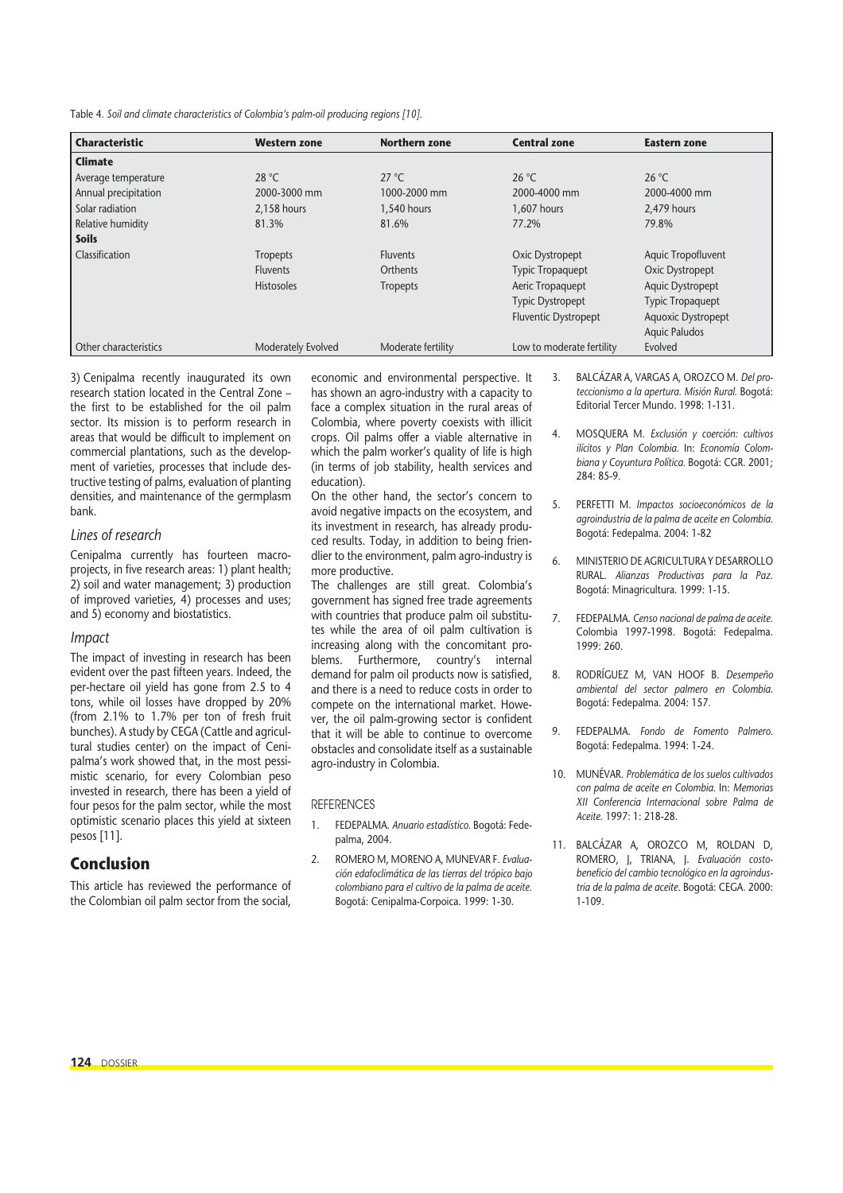Table 4. *Soil and climate characteristics of Colombia's palm-oil producing regions [10].*

| Characteristic | Western zone | Northern zone | Central zone | Eastern zone |
|---|---|---|---|---|
| **Climate** | | | | |
| Average temperature | 28 °C | 27 °C | 26 °C | 26 °C |
| Annual precipitation | 2000-3000 mm | 1000-2000 mm | 2000-4000 mm | 2000-4000 mm |
| Solar radiation | 2,158 hours | 1,540 hours | 1,607 hours | 2,479 hours |
| Relative humidity | 81.3% | 81.6% | 77.2% | 79.8% |
| **Soils** | | | | |
| Classification | Tropepts<br>Fluvents<br>Histosoles | Fluvents<br>Orthents<br>Tropepts | Oxic Dystropept<br>Typic Tropaquept<br>Aeric Tropaquept<br>Typic Dystropept<br>Fluventic Dystropept | Aquic Tropofluvent<br>Oxic Dystropept<br>Aquic Dystropept<br>Typic Tropaquept<br>Aquoxic Dystropept<br>Aquic Paludos |
| Other characteristics | Moderately Evolved | Moderate fertility | Low to moderate fertility | Evolved |

3) Cenipalma recently inaugurated its own research station located in the Central Zone – the first to be established for the oil palm sector. Its mission is to perform research in areas that would be difficult to implement on commercial plantations, such as the development of varieties, processes that include destructive testing of palms, evaluation of planting densities, and maintenance of the germplasm bank.

### *Lines of research*

Cenipalma currently has fourteen macro-projects, in five research areas: 1) plant health; 2) soil and water management; 3) production of improved varieties, 4) processes and uses; and 5) economy and biostatistics.

### *Impact*

The impact of investing in research has been evident over the past fifteen years. Indeed, the per-hectare oil yield has gone from 2.5 to 4 tons, while oil losses have dropped by 20% (from 2.1% to 1.7% per ton of fresh fruit bunches). A study by CEGA (Cattle and agricultural studies center) on the impact of Cenipalma's work showed that, in the most pessimistic scenario, for every Colombian peso invested in research, there has been a yield of four pesos for the palm sector, while the most optimistic scenario places this yield at sixteen pesos [11].

## Conclusion

This article has reviewed the performance of the Colombian oil palm sector from the social, economic and environmental perspective. It has shown an agro-industry with a capacity to face a complex situation in the rural areas of Colombia, where poverty coexists with illicit crops. Oil palms offer a viable alternative in which the palm worker's quality of life is high (in terms of job stability, health services and education).

On the other hand, the sector's concern to avoid negative impacts on the ecosystem, and its investment in research, has already produced results. Today, in addition to being friendlier to the environment, palm agro-industry is more productive.

The challenges are still great. Colombia's government has signed free trade agreements with countries that produce palm oil substitutes while the area of oil palm cultivation is increasing along with the concomitant problems. Furthermore, country's internal demand for palm oil products now is satisfied, and there is a need to reduce costs in order to compete on the international market. However, the oil palm-growing sector is confident that it will be able to continue to overcome obstacles and consolidate itself as a sustainable agro-industry in Colombia.

## REFERENCES

1. FEDEPALMA. *Anuario estadístico.* Bogotá: Fedepalma, 2004.
2. ROMERO M, MORENO A, MUNEVAR F. *Evaluación edafoclimática de las tierras del trópico bajo colombiano para el cultivo de la palma de aceite.* Bogotá: Cenipalma-Corpoica. 1999: 1-30.
3. BALCÁZAR A, VARGAS A, OROZCO M. *Del proteccionismo a la apertura. Misión Rural.* Bogotá: Editorial Tercer Mundo. 1998: 1-131.
4. MOSQUERA M. *Exclusión y coerción: cultivos ilícitos y Plan Colombia.* In: *Economía Colombiana y Coyuntura Política.* Bogotá: CGR. 2001; 284: 85-9.
5. PERFETTI M. *Impactos socioeconómicos de la agroindustria de la palma de aceite en Colombia.* Bogotá: Fedepalma. 2004: 1-82
6. MINISTERIO DE AGRICULTURA Y DESARROLLO RURAL. *Alianzas Productivas para la Paz.* Bogotá: Minagricultura. 1999: 1-15.
7. FEDEPALMA. *Censo nacional de palma de aceite.* Colombia 1997-1998. Bogotá: Fedepalma. 1999: 260.
8. RODRÍGUEZ M, VAN HOOF B. *Desempeño ambiental del sector palmero en Colombia.* Bogotá: Fedepalma. 2004: 157.
9. FEDEPALMA. *Fondo de Fomento Palmero.* Bogotá: Fedepalma. 1994: 1-24.
10. MUNÉVAR. *Problemática de los suelos cultivados con palma de aceite en Colombia.* In: *Memorias XII Conferencia Internacional sobre Palma de Aceite.* 1997: 1: 218-28.
11. BALCÁZAR A, OROZCO M, ROLDAN D, ROMERO, J, TRIANA, J. *Evaluación costo-beneficio del cambio tecnológico en la agroindustria de la palma de aceite.* Bogotá: CEGA. 2000: 1-109.